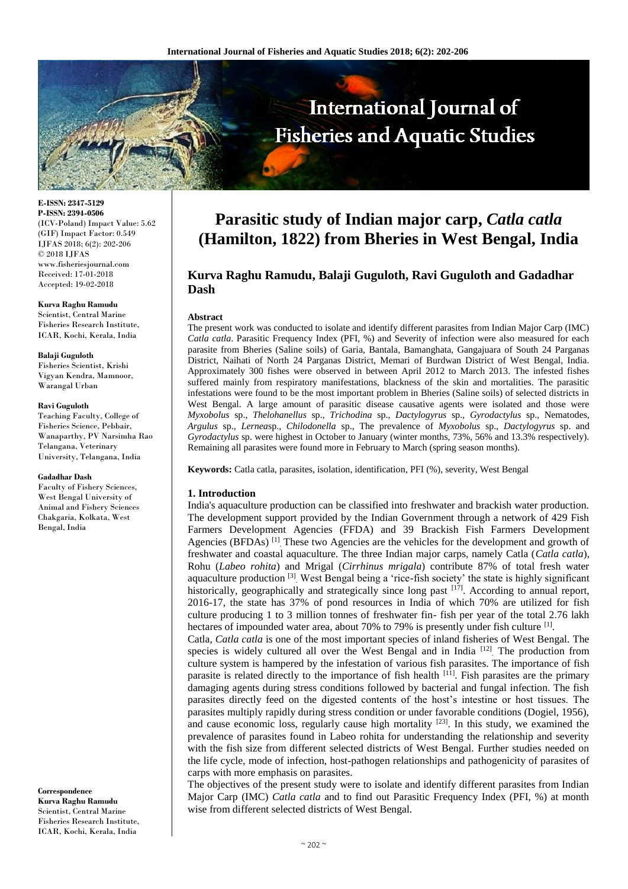E-ISSN: 2347-5129
P-ISSN: 2394-0506
(ICV-Poland) Impact Value: 5.62
(GIF) Impact Factor: 0.549
IJFAS 2018; 6(2): 202-206
© 2018 IJFAS
www.fisheriesjournal.com
Received: 17-01-2018
Accepted: 19-02-2018

**Kurva Raghu Ramudu**
Scientist, Central Marine Fisheries Research Institute, ICAR, Kochi, Kerala, India

**Balaji Guguloth**
Fisheries Scientist, Krishi Vigyan Kendra, Mamnoor, Warangal Urban

**Ravi Guguloth**
Teaching Faculty, College of Fisheries Science, Pebbair, Wanaparthy, PV Narsimha Rao Telangana, Veterinary University, Telangana, India

**Gadadhar Dash**
Faculty of Fishery Sciences, West Bengal University of Animal and Fishery Sciences Chakgaria, Kolkata, West Bengal, India

**Correspondence**
**Kurva Raghu Ramudu**
Scientist, Central Marine Fisheries Research Institute, ICAR, Kochi, Kerala, India

# Parasitic study of Indian major carp, *Catla catla* (Hamilton, 1822) from Bheries in West Bengal, India

## Kurva Raghu Ramudu, Balaji Guguloth, Ravi Guguloth and Gadadhar Dash

### Abstract

The present work was conducted to isolate and identify different parasites from Indian Major Carp (IMC) *Catla catla*. Parasitic Frequency Index (PFI, %) and Severity of infection were also measured for each parasite from Bheries (Saline soils) of Garia, Bantala, Bamanghata, Gangajuara of South 24 Parganas District, Naihati of North 24 Parganas District, Memari of Burdwan District of West Bengal, India. Approximately 300 fishes were observed in between April 2012 to March 2013. The infested fishes suffered mainly from respiratory manifestations, blackness of the skin and mortalities. The parasitic infestations were found to be the most important problem in Bheries (Saline soils) of selected districts in West Bengal. A large amount of parasitic disease causative agents were isolated and those were *Myxobolus* sp., *Thelohanellus* sp., *Trichodina* sp., *Dactylogyrus* sp., *Gyrodactylus* sp., Nematodes, *Argulus* sp., *Lernea*sp., *Chilodonella* sp., The prevalence of *Myxobolus* sp., *Dactylogyrus* sp. and *Gyrodactylus* sp. were highest in October to January (winter months, 73%, 56% and 13.3% respectively). Remaining all parasites were found more in February to March (spring season months).

**Keywords:** Catla catla, parasites, isolation, identification, PFI (%), severity, West Bengal

### 1. Introduction

India's aquaculture production can be classified into freshwater and brackish water production. The development support provided by the Indian Government through a network of 429 Fish Farmers Development Agencies (FFDA) and 39 Brackish Fish Farmers Development Agencies (BFDAs) [1]. These two Agencies are the vehicles for the development and growth of freshwater and coastal aquaculture. The three Indian major carps, namely Catla (*Catla catla*), Rohu (*Labeo rohita*) and Mrigal (*Cirrhinus mrigala*) contribute 87% of total fresh water aquaculture production [3]. West Bengal being a 'rice-fish society' the state is highly significant historically, geographically and strategically since long past [17]. According to annual report, 2016-17, the state has 37% of pond resources in India of which 70% are utilized for fish culture producing 1 to 3 million tonnes of freshwater fin- fish per year of the total 2.76 lakh hectares of impounded water area, about 70% to 79% is presently under fish culture [1].

Catla, *Catla catla* is one of the most important species of inland fisheries of West Bengal. The species is widely cultured all over the West Bengal and in India [12]. The production from culture system is hampered by the infestation of various fish parasites. The importance of fish parasite is related directly to the importance of fish health [11]. Fish parasites are the primary damaging agents during stress conditions followed by bacterial and fungal infection. The fish parasites directly feed on the digested contents of the host's intestine or host tissues. The parasites multiply rapidly during stress condition or under favorable conditions (Dogiel, 1956), and cause economic loss, regularly cause high mortality [23]. In this study, we examined the prevalence of parasites found in Labeo rohita for understanding the relationship and severity with the fish size from different selected districts of West Bengal. Further studies needed on the life cycle, mode of infection, host-pathogen relationships and pathogenicity of parasites of carps with more emphasis on parasites.

The objectives of the present study were to isolate and identify different parasites from Indian Major Carp (IMC) *Catla catla* and to find out Parasitic Frequency Index (PFI, %) at month wise from different selected districts of West Bengal.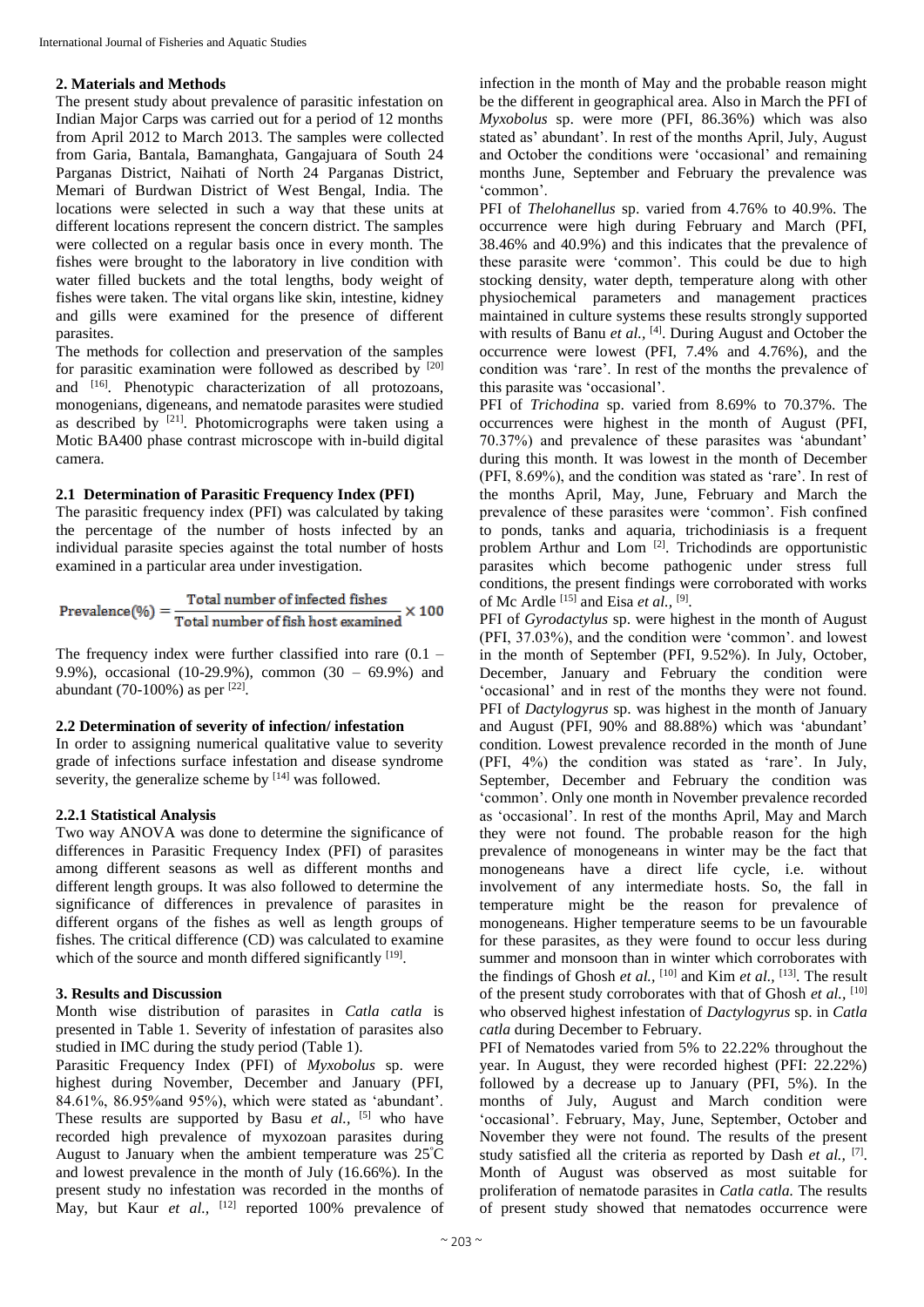## 2. Materials and Methods

The present study about prevalence of parasitic infestation on Indian Major Carps was carried out for a period of 12 months from April 2012 to March 2013. The samples were collected from Garia, Bantala, Bamanghata, Gangajuara of South 24 Parganas District, Naihati of North 24 Parganas District, Memari of Burdwan District of West Bengal, India. The locations were selected in such a way that these units at different locations represent the concern district. The samples were collected on a regular basis once in every month. The fishes were brought to the laboratory in live condition with water filled buckets and the total lengths, body weight of fishes were taken. The vital organs like skin, intestine, kidney and gills were examined for the presence of different parasites.

The methods for collection and preservation of the samples for parasitic examination were followed as described by [20] and [16]. Phenotypic characterization of all protozoans, monogenians, digeneans, and nematode parasites were studied as described by [21]. Photomicrographs were taken using a Motic BA400 phase contrast microscope with in-build digital camera.

### 2.1 Determination of Parasitic Frequency Index (PFI)

The parasitic frequency index (PFI) was calculated by taking the percentage of the number of hosts infected by an individual parasite species against the total number of hosts examined in a particular area under investigation.

$$\text{Prevalence}(\%) = \frac{\text{Total number of infected fishes}}{\text{Total number of fish host examined}} \times 100$$

The frequency index were further classified into rare (0.1 – 9.9%), occasional (10-29.9%), common (30 – 69.9%) and abundant (70-100%) as per [22].

### 2.2 Determination of severity of infection/ infestation

In order to assigning numerical qualitative value to severity grade of infections surface infestation and disease syndrome severity, the generalize scheme by [14] was followed.

#### 2.2.1 Statistical Analysis

Two way ANOVA was done to determine the significance of differences in Parasitic Frequency Index (PFI) of parasites among different seasons as well as different months and different length groups. It was also followed to determine the significance of differences in prevalence of parasites in different organs of the fishes as well as length groups of fishes. The critical difference (CD) was calculated to examine which of the source and month differed significantly [19].

## 3. Results and Discussion

Month wise distribution of parasites in *Catla catla* is presented in Table 1. Severity of infestation of parasites also studied in IMC during the study period (Table 1).

Parasitic Frequency Index (PFI) of *Myxobolus* sp. were highest during November, December and January (PFI, 84.61%, 86.95%and 95%), which were stated as 'abundant'. These results are supported by Basu *et al.,* [5] who have recorded high prevalence of myxozoan parasites during August to January when the ambient temperature was 25°C and lowest prevalence in the month of July (16.66%). In the present study no infestation was recorded in the months of May, but Kaur *et al.,* [12] reported 100% prevalence of infection in the month of May and the probable reason might be the different in geographical area. Also in March the PFI of *Myxobolus* sp. were more (PFI, 86.36%) which was also stated as' abundant'. In rest of the months April, July, August and October the conditions were 'occasional' and remaining months June, September and February the prevalence was 'common'.

PFI of *Thelohanellus* sp. varied from 4.76% to 40.9%. The occurrence were high during February and March (PFI, 38.46% and 40.9%) and this indicates that the prevalence of these parasite were 'common'. This could be due to high stocking density, water depth, temperature along with other physiochemical parameters and management practices maintained in culture systems these results strongly supported with results of Banu *et al.,* [4]. During August and October the occurrence were lowest (PFI, 7.4% and 4.76%), and the condition was 'rare'. In rest of the months the prevalence of this parasite was 'occasional'.

PFI of *Trichodina* sp. varied from 8.69% to 70.37%. The occurrences were highest in the month of August (PFI, 70.37%) and prevalence of these parasites was 'abundant' during this month. It was lowest in the month of December (PFI, 8.69%), and the condition was stated as 'rare'. In rest of the months April, May, June, February and March the prevalence of these parasites were 'common'. Fish confined to ponds, tanks and aquaria, trichodiniasis is a frequent problem Arthur and Lom [2]. Trichodinds are opportunistic parasites which become pathogenic under stress full conditions, the present findings were corroborated with works of Mc Ardle [15] and Eisa *et al.,* [9].

PFI of *Gyrodactylus* sp. were highest in the month of August (PFI, 37.03%), and the condition were 'common'. and lowest in the month of September (PFI, 9.52%). In July, October, December, January and February the condition were 'occasional' and in rest of the months they were not found. PFI of *Dactylogyrus* sp. was highest in the month of January and August (PFI, 90% and 88.88%) which was 'abundant' condition. Lowest prevalence recorded in the month of June (PFI, 4%) the condition was stated as 'rare'. In July, September, December and February the condition was 'common'. Only one month in November prevalence recorded as 'occasional'. In rest of the months April, May and March they were not found. The probable reason for the high prevalence of monogeneans in winter may be the fact that monogeneans have a direct life cycle, i.e. without involvement of any intermediate hosts. So, the fall in temperature might be the reason for prevalence of monogeneans. Higher temperature seems to be un favourable for these parasites, as they were found to occur less during summer and monsoon than in winter which corroborates with the findings of Ghosh *et al.,* [10] and Kim *et al.,* [13]. The result of the present study corroborates with that of Ghosh *et al.,* [10] who observed highest infestation of *Dactylogyrus* sp. in *Catla catla* during December to February.

PFI of Nematodes varied from 5% to 22.22% throughout the year. In August, they were recorded highest (PFI: 22.22%) followed by a decrease up to January (PFI, 5%). In the months of July, August and March condition were 'occasional'. February, May, June, September, October and November they were not found. The results of the present study satisfied all the criteria as reported by Dash *et al.,* [7]. Month of August was observed as most suitable for proliferation of nematode parasites in *Catla catla.* The results of present study showed that nematodes occurrence were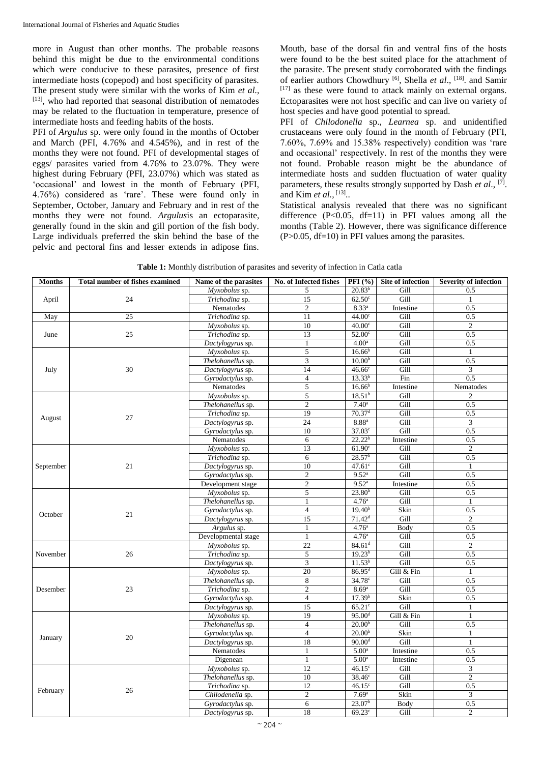more in August than other months. The probable reasons behind this might be due to the environmental conditions which were conducive to these parasites, presence of first intermediate hosts (copepod) and host specificity of parasites. The present study were similar with the works of Kim *et al.*, [13], who had reported that seasonal distribution of nematodes may be related to the fluctuation in temperature, presence of intermediate hosts and feeding habits of the hosts.

PFI of *Argulus* sp. were only found in the months of October and March (PFI, 4.76% and 4.545%), and in rest of the months they were not found. PFI of developmental stages of eggs/ parasites varied from 4.76% to 23.07%. They were highest during February (PFI, 23.07%) which was stated as 'occasional' and lowest in the month of February (PFI, 4.76%) considered as 'rare'. These were found only in September, October, January and February and in rest of the months they were not found. *Argulus*is an ectoparasite, generally found in the skin and gill portion of the fish body. Large individuals preferred the skin behind the base of the pelvic and pectoral fins and lesser extends in adipose fins. Mouth, base of the dorsal fin and ventral fins of the hosts were found to be the best suited place for the attachment of the parasite. The present study corroborated with the findings of earlier authors Chowdhury [6], Shella *et al.*, [18]. and Samir [17] as these were found to attack mainly on external organs. Ectoparasites were not host specific and can live on variety of host species and have good potential to spread.

PFI of *Chilodonella* sp., *Learnea* sp. and unidentified crustaceans were only found in the month of February (PFI, 7.60%, 7.69% and 15.38% respectively) condition was 'rare and occasional' respectively. In rest of the months they were not found. Probable reason might be the abundance of intermediate hosts and sudden fluctuation of water quality parameters, these results strongly supported by Dash *et al.*, [7]. and Kim *et al.*, [13]..

Statistical analysis revealed that there was no significant difference ($P<0.05$, df=11) in PFI values among all the months (Table 2). However, there was significance difference ($P>0.05$, df=10) in PFI values among the parasites.

**Table 1:** Monthly distribution of parasites and severity of infection in Catla catla

| Months | Total number of fishes examined | Name of the parasites | No. of Infected fishes | PFI (%) | Site of infection | Severity of infection |
|---|---|---|---|---|---|---|
| April | 24 | *Myxobolus* sp. | 5 | 20.83[b] | Gill | 0.5 |
| | | *Trichodina* sp. | 15 | 62.50[c] | Gill | 1 |
| | | Nematodes | 2 | 8.33[a] | Intestine | 0.5 |
| May | 25 | *Trichodina* sp. | 11 | 44.00[c] | Gill | 0.5 |
| June | 25 | *Myxobolus* sp. | 10 | 40.00[c] | Gill | 2 |
| | | *Trichodina* sp. | 13 | 52.00[c] | Gill | 0.5 |
| | | *Dactylogyrus* sp. | 1 | 4.00[a] | Gill | 0.5 |
| July | 30 | *Myxobolus* sp. | 5 | 16.66[b] | Gill | 1 |
| | | *Thelohanellus* sp. | 3 | 10.00[b] | Gill | 0.5 |
| | | *Dactylogyrus* sp. | 14 | 46.66[c] | Gill | 3 |
| | | *Gyrodactylus* sp. | 4 | 13.33[b] | Fin | 0.5 |
| | | Nematodes | 5 | 16.66[b] | Intestine | Nematodes |
| August | 27 | *Myxobolus* sp. | 5 | 18.51[b] | Gill | 2 |
| | | *Thelohanellus* sp. | 2 | 7.40[a] | Gill | 0.5 |
| | | *Trichodina* sp. | 19 | 70.37[d] | Gill | 0.5 |
| | | *Dactylogyrus* sp. | 24 | 8.88[a] | Gill | 3 |
| | | *Gyrodactylus* sp. | 10 | 37.03[c] | Gill | 0.5 |
| | | Nematodes | 6 | 22.22[b] | Intestine | 0.5 |
| September | 21 | *Myxobolus* sp. | 13 | 61.90[c] | Gill | 2 |
| | | *Trichodina* sp. | 6 | 28.57[b] | Gill | 0.5 |
| | | *Dactylogyrus* sp. | 10 | 47.61[c] | Gill | 1 |
| | | *Gyrodactylus* sp. | 2 | 9.52[a] | Gill | 0.5 |
| | | Development stage | 2 | 9.52[a] | Intestine | 0.5 |
| October | 21 | *Myxobolus* sp. | 5 | 23.80[b] | Gill | 0.5 |
| | | *Thelohanellus* sp. | 1 | 4.76[a] | Gill | 1 |
| | | *Gyrodactylus* sp. | 4 | 19.40[b] | Skin | 0.5 |
| | | *Dactylogyrus* sp. | 15 | 71.42[d] | Gill | 2 |
| | | *Argulus* sp. | 1 | 4.76[a] | Body | 0.5 |
| | | Developmental stage | 1 | 4.76[a] | Gill | 0.5 |
| November | 26 | *Myxobolus* sp. | 22 | 84.61[d] | Gill | 2 |
| | | *Trichodina* sp. | 5 | 19.23[b] | Gill | 0.5 |
| | | *Dactylogyrus* sp. | 3 | 11.53[b] | Gill | 0.5 |
| Desember | 23 | *Myxobolus* sp. | 20 | 86.95[d] | Gill & Fin | 1 |
| | | *Thelohanellus* sp. | 8 | 34.78[c] | Gill | 0.5 |
| | | *Trichodina* sp. | 2 | 8.69[a] | Gill | 0.5 |
| | | *Gyrodactylus* sp. | 4 | 17.39[b] | Skin | 0.5 |
| | | *Dactylogyrus* sp. | 15 | 65.21[c] | Gill | 1 |
| January | 20 | *Myxobolus* sp. | 19 | 95.00[d] | Gill & Fin | 1 |
| | | *Thelohanellus* sp. | 4 | 20.00[b] | Gill | 0.5 |
| | | *Gyrodactylus* sp. | 4 | 20.00[b] | Skin | 1 |
| | | *Dactylogyrus* sp. | 18 | 90.00[d] | Gill | 1 |
| | | Nematodes | 1 | 5.00[a] | Intestine | 0.5 |
| | | Digenean | 1 | 5.00[a] | Intestine | 0.5 |
| February | 26 | *Myxobolus* sp. | 12 | 46.15[c] | Gill | 3 |
| | | *Thelohanellus* sp. | 10 | 38.46[c] | Gill | 2 |
| | | *Trichodina* sp. | 12 | 46.15[c] | Gill | 0.5 |
| | | *Chilodenella* sp. | 2 | 7.69[a] | Skin | 3 |
| | | *Gyrodactylus* sp. | 6 | 23.07[b] | Body | 0.5 |
| | | *Dactylogyrus* sp. | 18 | 69.23[c] | Gill | 2 |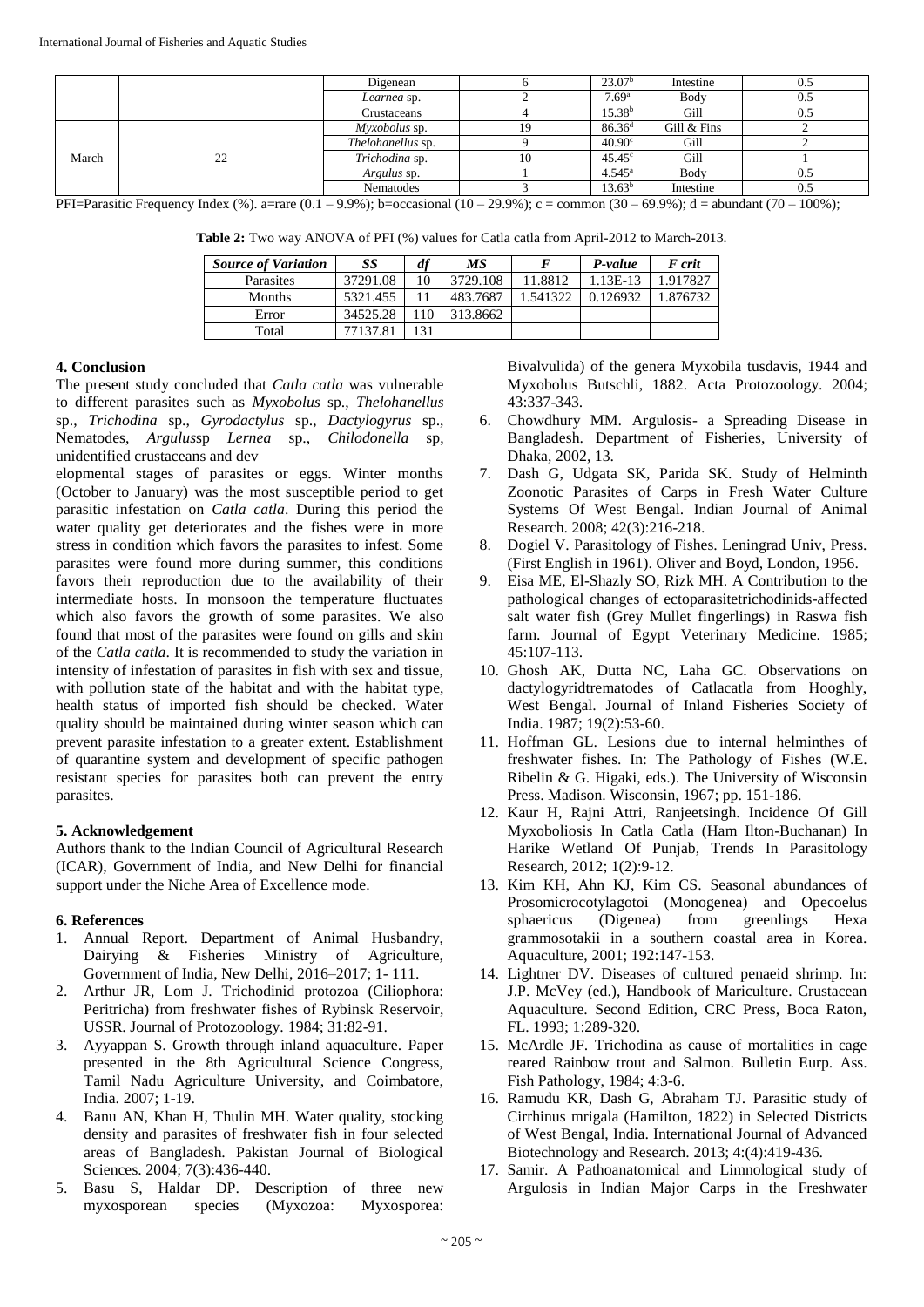| | | Digenean | 6 | 23.07[b] | Intestine | 0.5 |
|---|---|---|---|---|---|---|
| | | *Learnea* sp. | 2 | 7.69[a] | Body | 0.5 |
| | | Crustaceans | 4 | 15.38[b] | Gill | 0.5 |
| March | 22 | *Myxobolus* sp. | 19 | 86.36[d] | Gill & Fins | 2 |
| | | *Thelohanellus* sp. | 9 | 40.90[c] | Gill | 2 |
| | | *Trichodina* sp. | 10 | 45.45[c] | Gill | 1 |
| | | *Argulus* sp. | 1 | 4.545[a] | Body | 0.5 |
| | | Nematodes | 3 | 13.63[b] | Intestine | 0.5 |

PFI=Parasitic Frequency Index (%). a=rare (0.1 – 9.9%); b=occasional (10 – 29.9%); c = common (30 – 69.9%); d = abundant (70 – 100%);

**Table 2:** Two way ANOVA of PFI (%) values for Catla catla from April-2012 to March-2013.

| *Source of Variation* | *SS* | *df* | *MS* | *F* | *P-value* | *F crit* |
|---|---|---|---|---|---|---|
| Parasites | 37291.08 | 10 | 3729.108 | 11.8812 | 1.13E-13 | 1.917827 |
| Months | 5321.455 | 11 | 483.7687 | 1.541322 | 0.126932 | 1.876732 |
| Error | 34525.28 | 110 | 313.8662 | | | |
| Total | 77137.81 | 131 | | | | |

## 4. Conclusion

The present study concluded that *Catla catla* was vulnerable to different parasites such as *Myxobolus* sp., *Thelohanellus* sp., *Trichodina* sp., *Gyrodactylus* sp., *Dactylogyrus* sp., Nematodes, *Argulus*sp *Lernea* sp., *Chilodonella* sp, unidentified crustaceans and developmental stages of parasites or eggs. Winter months (October to January) was the most susceptible period to get parasitic infestation on *Catla catla*. During this period the water quality get deteriorates and the fishes were in more stress in condition which favors the parasites to infest. Some parasites were found more during summer, this conditions favors their reproduction due to the availability of their intermediate hosts. In monsoon the temperature fluctuates which also favors the growth of some parasites. We also found that most of the parasites were found on gills and skin of the *Catla catla*. It is recommended to study the variation in intensity of infestation of parasites in fish with sex and tissue, with pollution state of the habitat and with the habitat type, health status of imported fish should be checked. Water quality should be maintained during winter season which can prevent parasite infestation to a greater extent. Establishment of quarantine system and development of specific pathogen resistant species for parasites both can prevent the entry parasites.

## 5. Acknowledgement

Authors thank to the Indian Council of Agricultural Research (ICAR), Government of India, and New Delhi for financial support under the Niche Area of Excellence mode.

## 6. References

1. Annual Report. Department of Animal Husbandry, Dairying & Fisheries Ministry of Agriculture, Government of India, New Delhi, 2016–2017; 1- 111.
2. Arthur JR, Lom J. Trichodinid protozoa (Ciliophora: Peritricha) from freshwater fishes of Rybinsk Reservoir, USSR. Journal of Protozoology. 1984; 31:82-91.
3. Ayyappan S. Growth through inland aquaculture. Paper presented in the 8th Agricultural Science Congress, Tamil Nadu Agriculture University, and Coimbatore, India. 2007; 1-19.
4. Banu AN, Khan H, Thulin MH. Water quality, stocking density and parasites of freshwater fish in four selected areas of Bangladesh. Pakistan Journal of Biological Sciences. 2004; 7(3):436-440.
5. Basu S, Haldar DP. Description of three new myxosporean species (Myxozoa: Myxosporea: Bivalvulida) of the genera Myxobila tusdavis, 1944 and Myxobolus Butschli, 1882. Acta Protozoology. 2004; 43:337-343.
6. Chowdhury MM. Argulosis- a Spreading Disease in Bangladesh. Department of Fisheries, University of Dhaka, 2002, 13.
7. Dash G, Udgata SK, Parida SK. Study of Helminth Zoonotic Parasites of Carps in Fresh Water Culture Systems Of West Bengal. Indian Journal of Animal Research. 2008; 42(3):216-218.
8. Dogiel V. Parasitology of Fishes. Leningrad Univ, Press. (First English in 1961). Oliver and Boyd, London, 1956.
9. Eisa ME, El-Shazly SO, Rizk MH. A Contribution to the pathological changes of ectoparasitetrichodinids-affected salt water fish (Grey Mullet fingerlings) in Raswa fish farm. Journal of Egypt Veterinary Medicine. 1985; 45:107-113.
10. Ghosh AK, Dutta NC, Laha GC. Observations on dactylogyridtrematodes of Catlacatla from Hooghly, West Bengal. Journal of Inland Fisheries Society of India. 1987; 19(2):53-60.
11. Hoffman GL. Lesions due to internal helminthes of freshwater fishes. In: The Pathology of Fishes (W.E. Ribelin & G. Higaki, eds.). The University of Wisconsin Press. Madison. Wisconsin, 1967; pp. 151-186.
12. Kaur H, Rajni Attri, Ranjeetsingh. Incidence Of Gill Myxoboliosis In Catla Catla (Ham Ilton-Buchanan) In Harike Wetland Of Punjab, Trends In Parasitology Research, 2012; 1(2):9-12.
13. Kim KH, Ahn KJ, Kim CS. Seasonal abundances of Prosomicrocotylagotoi (Monogenea) and Opecoelus sphaericus (Digenea) from greenlings Hexa grammosotakii in a southern coastal area in Korea. Aquaculture, 2001; 192:147-153.
14. Lightner DV. Diseases of cultured penaeid shrimp. In: J.P. McVey (ed.), Handbook of Mariculture. Crustacean Aquaculture. Second Edition, CRC Press, Boca Raton, FL. 1993; 1:289-320.
15. McArdle JF. Trichodina as cause of mortalities in cage reared Rainbow trout and Salmon. Bulletin Eurp. Ass. Fish Pathology, 1984; 4:3-6.
16. Ramudu KR, Dash G, Abraham TJ. Parasitic study of Cirrhinus mrigala (Hamilton, 1822) in Selected Districts of West Bengal, India. International Journal of Advanced Biotechnology and Research. 2013; 4:(4):419-436.
17. Samir. A Pathoanatomical and Limnological study of Argulosis in Indian Major Carps in the Freshwater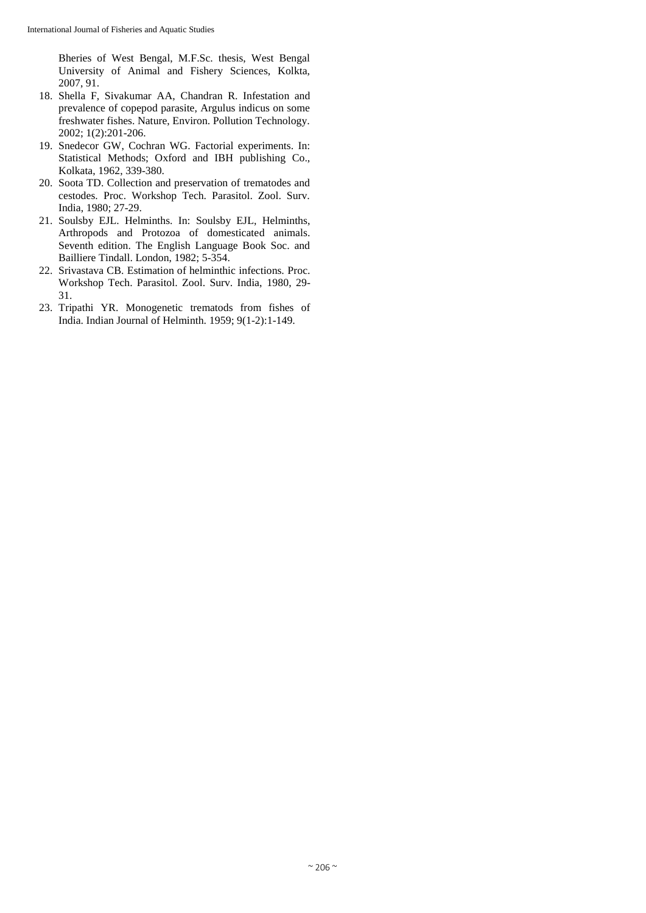Bheries of West Bengal, M.F.Sc. thesis, West Bengal University of Animal and Fishery Sciences, Kolkta, 2007, 91.

18. Shella F, Sivakumar AA, Chandran R. Infestation and prevalence of copepod parasite, Argulus indicus on some freshwater fishes. Nature, Environ. Pollution Technology. 2002; 1(2):201-206.
19. Snedecor GW, Cochran WG. Factorial experiments. In: Statistical Methods; Oxford and IBH publishing Co., Kolkata, 1962, 339-380.
20. Soota TD. Collection and preservation of trematodes and cestodes. Proc. Workshop Tech. Parasitol. Zool. Surv. India, 1980; 27-29.
21. Soulsby EJL. Helminths. In: Soulsby EJL, Helminths, Arthropods and Protozoa of domesticated animals. Seventh edition. The English Language Book Soc. and Bailliere Tindall. London, 1982; 5-354.
22. Srivastava CB. Estimation of helminthic infections. Proc. Workshop Tech. Parasitol. Zool. Surv. India, 1980, 29-31.
23. Tripathi YR. Monogenetic trematods from fishes of India. Indian Journal of Helminth. 1959; 9(1-2):1-149.